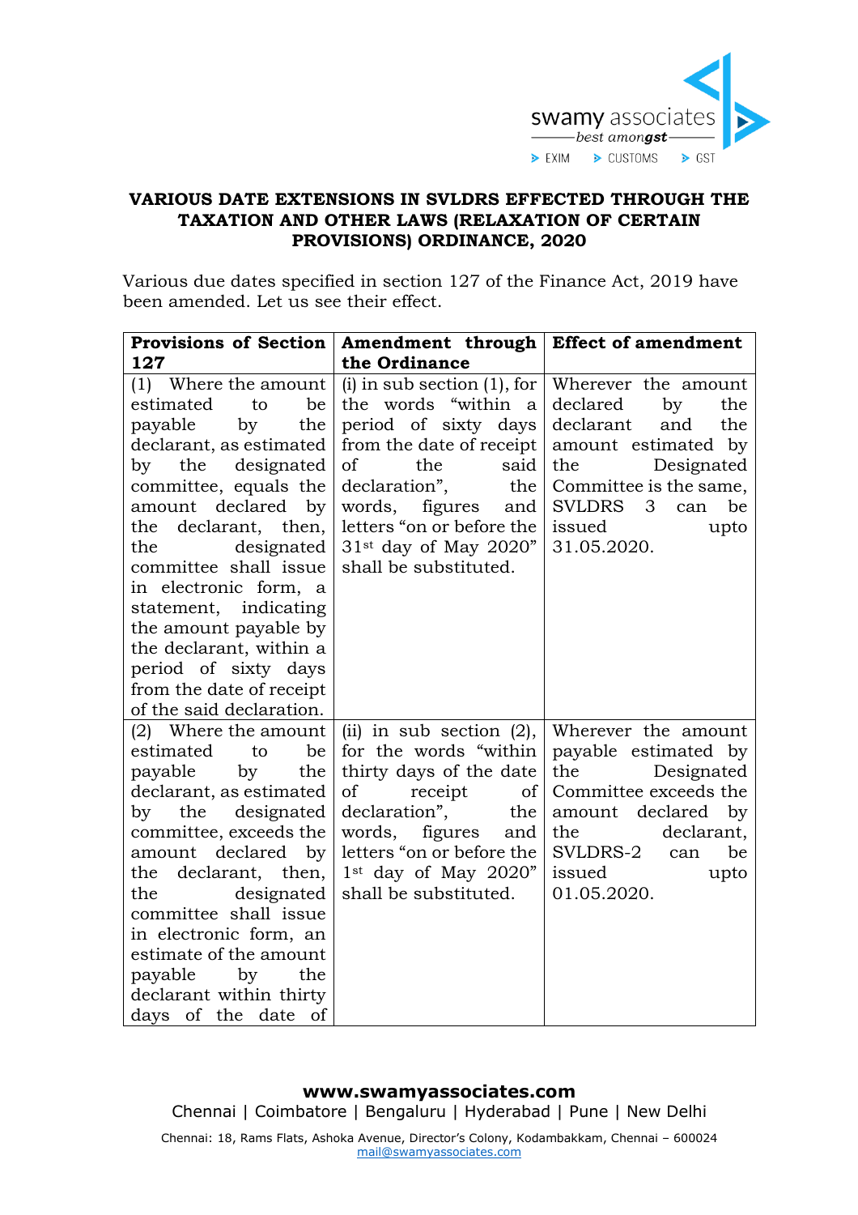# VARIOUS DATE EXTENSIONS IN SVLDRS EFFECTED THROUGH THE TAXATION AND OTHER LAWS (RELAXATION OF CERTAIN PROVISIONS) ORDINANCE, 2020

Various due dates specified in section 127 of the Finance Act, 2019 have been amended. Let us see their effect.

| Provisions of Section 127 | Amendment through the Ordinance | Effect of amendment |
|---|---|---|
| (1) Where the amount estimated to be payable by the declarant, as estimated by the designated committee, equals the amount declared by the declarant, then, the designated committee shall issue in electronic form, a statement, indicating the amount payable by the declarant, within a period of sixty days from the date of receipt of the said declaration. | (i) in sub section (1), for the words "within a period of sixty days from the date of receipt of the said declaration", the words, figures and letters "on or before the 31st day of May 2020" shall be substituted. | Wherever the amount declared by the declarant and the amount estimated by the Designated Committee is the same, SVLDRS 3 can be issued upto 31.05.2020. |
| (2) Where the amount estimated to be payable by the declarant, as estimated by the designated committee, exceeds the amount declared by the declarant, then, the designated committee shall issue in electronic form, an estimate of the amount payable by the declarant within thirty days of the date of | (ii) in sub section (2), for the words "within thirty days of the date of receipt of declaration", the words, figures and letters "on or before the 1st day of May 2020" shall be substituted. | Wherever the amount payable estimated by the Designated Committee exceeds the amount declared by the declarant, SVLDRS-2 can be issued upto 01.05.2020. |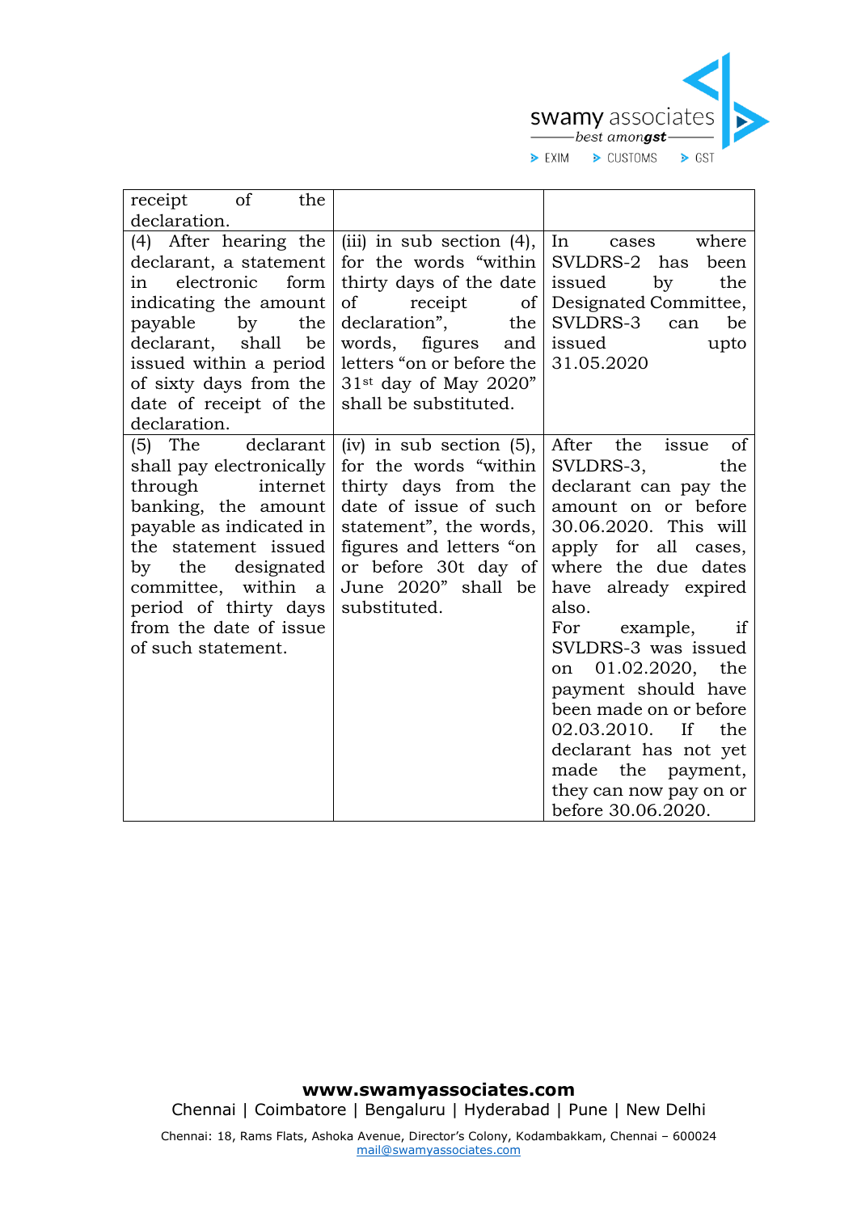| | | |
|---|---|---|
| receipt of the declaration. | | |
| (4) After hearing the declarant, a statement in electronic form indicating the amount payable by the declarant, shall be issued within a period of sixty days from the date of receipt of the declaration. | (iii) in sub section (4), for the words "within thirty days of the date of receipt of declaration", the words, figures and letters "on or before the 31st day of May 2020" shall be substituted. | In cases where SVLDRS-2 has been issued by the Designated Committee, SVLDRS-3 can be issued upto 31.05.2020 |
| (5) The declarant shall pay electronically through internet banking, the amount payable as indicated in the statement issued by the designated committee, within a period of thirty days from the date of issue of such statement. | (iv) in sub section (5), for the words "within thirty days from the date of issue of such statement", the words, figures and letters "on or before 30t day of June 2020" shall be substituted. | After the issue of SVLDRS-3, the declarant can pay the amount on or before 30.06.2020. This will apply for all cases, where the due dates have already expired also.<br>For example, if SVLDRS-3 was issued on 01.02.2020, the payment should have been made on or before 02.03.2010. If the declarant has not yet made the payment, they can now pay on or before 30.06.2020. |